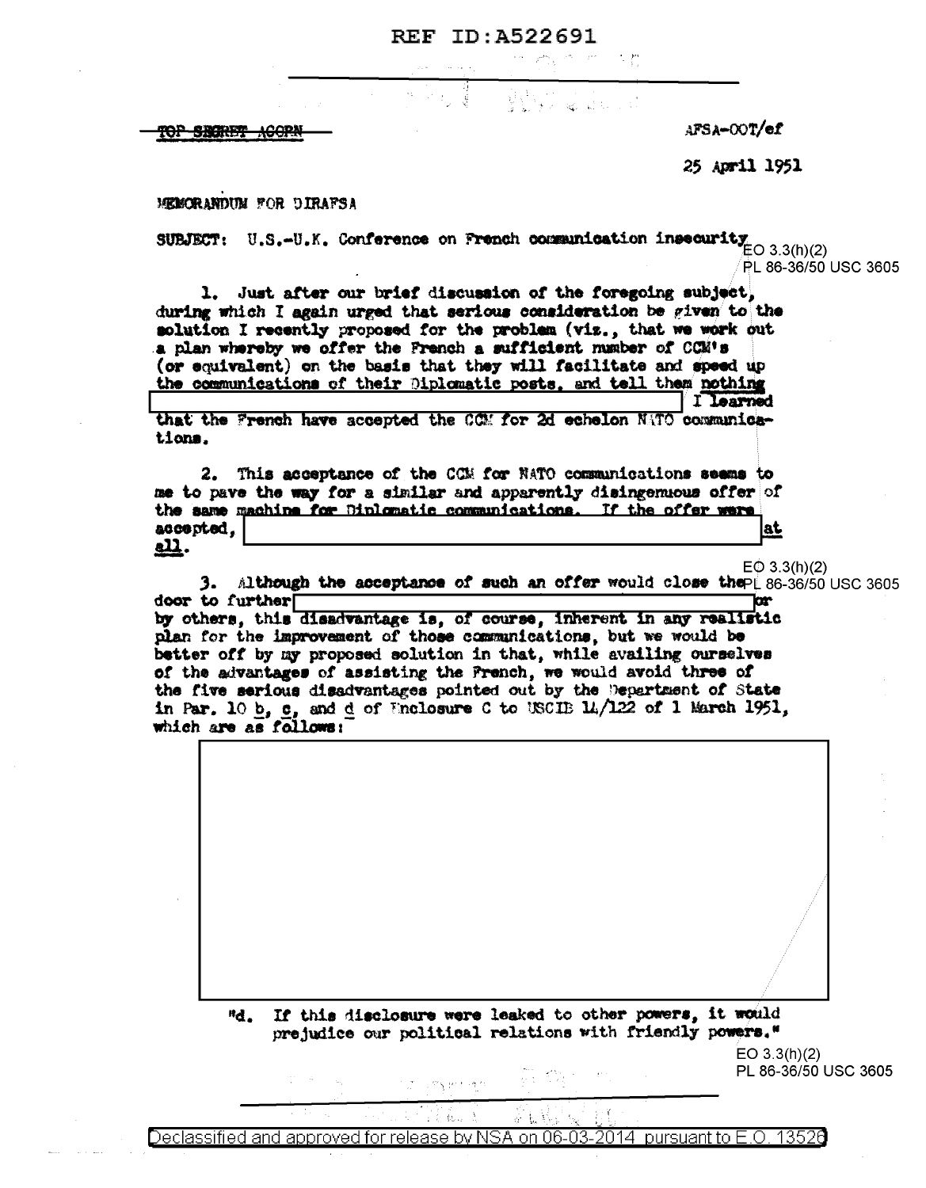REF ID:A522691

~~TOP SECRET ACORN~~

AFSA-00T/ef

25 April 1951

MEMORANDUM FOR DIRAFSA

SUBJECT: U.S.-U.K. Conference on French communication insecurity

EO 3.3(h)(2)
PL 86-36/50 USC 3605

1. Just after our brief discussion of the foregoing subject, during which I again urged that serious consideration be given to the solution I recently proposed for the problem (viz., that we work out a plan whereby we offer the French a sufficient number of CCM's (or equivalent) on the basis that they will facilitate and speed up the communications of their Diplomatic posts, and tell them nothing [REDACTED] I learned that the French have accepted the CCM for 2d echelon NATO communications.

2. This acceptance of the CCM for NATO communications seems to me to pave the way for a similar and apparently disingenuous offer of the same machine for Diplomatic communications. If the offer were accepted, [REDACTED] at all.

EO 3.3(h)(2)
PL 86-36/50 USC 3605

3. Although the acceptance of such an offer would close the door to further [REDACTED] or by others, this disadvantage is, of course, inherent in any realistic plan for the improvement of those communications, but we would be better off by my proposed solution in that, while availing ourselves of the advantages of assisting the French, we would avoid three of the five serious disadvantages pointed out by the Department of State in Par. 10 b, c, and d of Enclosure C to USCIB 14/122 of 1 March 1951, which are as follows:

[REDACTED]

"d. If this disclosure were leaked to other powers, it would prejudice our political relations with friendly powers."

EO 3.3(h)(2)
PL 86-36/50 USC 3605

Declassified and approved for release by NSA on 06-03-2014 pursuant to E.O. 13526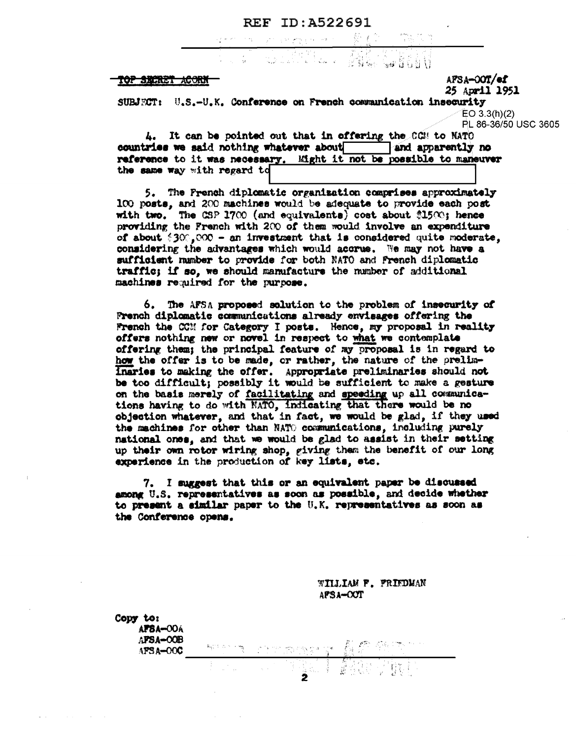REF ID:A522691

~~TOP SECRET ACORN~~

AFSA-OOT/ef
25 April 1951

SUBJECT: U.S.-U.K. Conference on French communication insecurity

EO 3.3(h)(2)
PL 86-36/50 USC 3605

4. It can be pointed out that in offering the CCM to NATO countries we said nothing whatever about [redacted] and apparently no reference to it was necessary. Might it not be possible to maneuver the same way with regard to [redacted]

5. The French diplomatic organization comprises approximately 100 posts, and 200 machines would be adequate to provide each post with two. The CSP 1700 (and equivalents) cost about $1500; hence providing the French with 200 of them would involve an expenditure of about $300,000 - an investment that is considered quite moderate, considering the advantages which would accrue. We may not have a sufficient number to provide for both NATO and French diplomatic traffic; if so, we should manufacture the number of additional machines required for the purpose.

6. The AFSA proposed solution to the problem of insecurity of French diplomatic communications already envisages offering the French the CCM for Category I posts. Hence, my proposal in reality offers nothing new or novel in respect to what we contemplate offering them; the principal feature of my proposal is in regard to how the offer is to be made, or rather, the nature of the preliminaries to making the offer. Appropriate preliminaries should not be too difficult; possibly it would be sufficient to make a gesture on the basis merely of facilitating and speeding up all communications having to do with NATO, indicating that there would be no objection whatever, and that in fact, we would be glad, if they used the machines for other than NATO communications, including purely national ones, and that we would be glad to assist in their setting up their own rotor wiring shop, giving them the benefit of our long experience in the production of key lists, etc.

7. I suggest that this or an equivalent paper be discussed among U.S. representatives as soon as possible, and decide whether to present a similar paper to the U.K. representatives as soon as the Conference opens.

WILLIAM F. FRIEDMAN
AFSA-OOT

Copy to:
AFSA-OOA
AFSA-OOB
AFSA-OOC